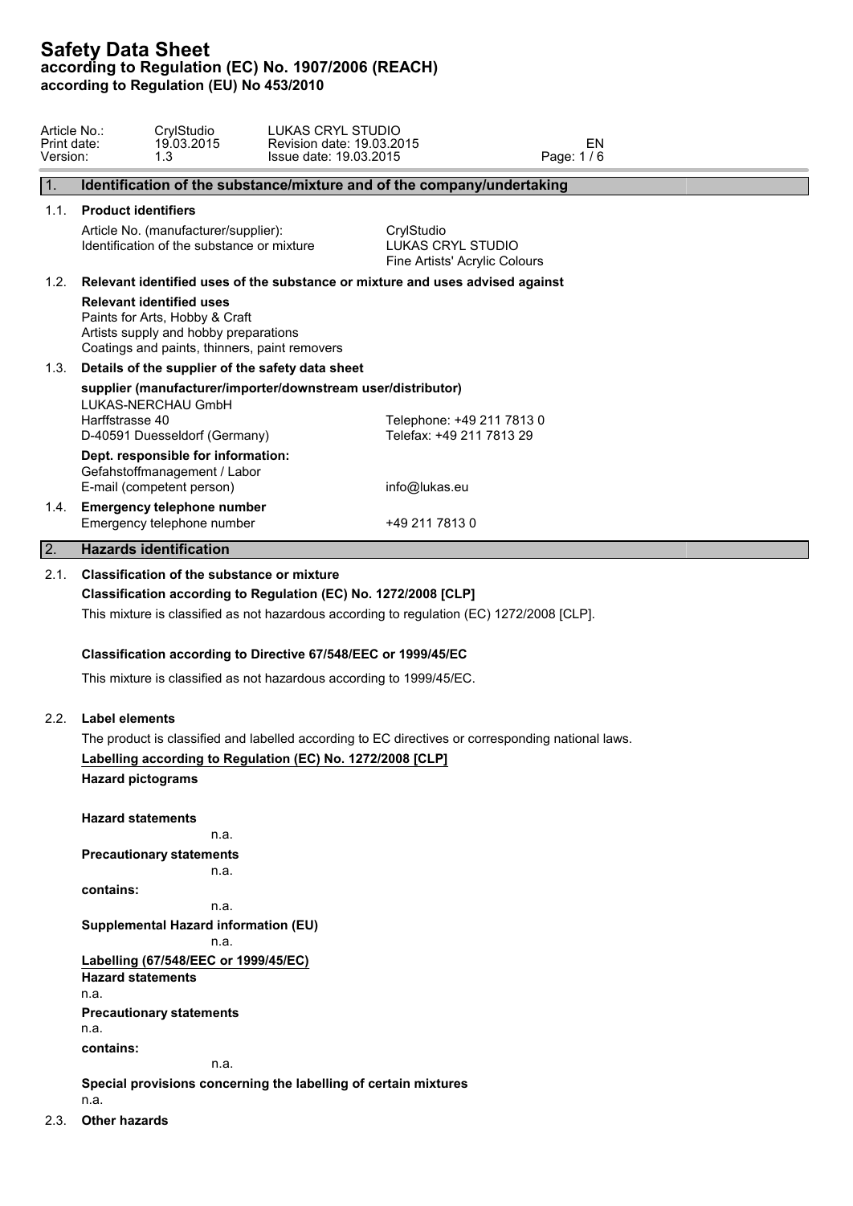# Safety Data Sheet
**according to Regulation (EC) No. 1907/2006 (REACH)**
**according to Regulation (EU) No 453/2010**

| Article No.: | CrylStudio | LUKAS CRYL STUDIO | |
|---|---|---|---|
| Print date: | 19.03.2015 | Revision date: 19.03.2015 | EN |
| Version: | 1.3 | Issue date: 19.03.2015 | |

## 1. Identification of the substance/mixture and of the company/undertaking

### 1.1. Product identifiers

| | |
|---|---|
| Article No. (manufacturer/supplier): | CrylStudio |
| Identification of the substance or mixture | LUKAS CRYL STUDIO<br>Fine Artists' Acrylic Colours |

### 1.2. Relevant identified uses of the substance or mixture and uses advised against

**Relevant identified uses**
Paints for Arts, Hobby & Craft
Artists supply and hobby preparations
Coatings and paints, thinners, paint removers

### 1.3. Details of the supplier of the safety data sheet

**supplier (manufacturer/importer/downstream user/distributor)**
LUKAS-NERCHAU GmbH
Harffstrasse 40 — Telephone: +49 211 7813 0
D-40591 Duesseldorf (Germany) — Telefax: +49 211 7813 29

**Dept. responsible for information:**
Gefahstoffmanagement / Labor
E-mail (competent person) — info@lukas.eu

### 1.4. Emergency telephone number

Emergency telephone number — +49 211 7813 0

## 2. Hazards identification

### 2.1. Classification of the substance or mixture

**Classification according to Regulation (EC) No. 1272/2008 [CLP]**

This mixture is classified as not hazardous according to regulation (EC) 1272/2008 [CLP].

**Classification according to Directive 67/548/EEC or 1999/45/EC**

This mixture is classified as not hazardous according to 1999/45/EC.

### 2.2. Label elements

The product is classified and labelled according to EC directives or corresponding national laws.

**Labelling according to Regulation (EC) No. 1272/2008 [CLP]**

**Hazard pictograms**

**Hazard statements**

n.a.

**Precautionary statements**

n.a.

**contains:**

n.a.

**Supplemental Hazard information (EU)**

n.a.

**Labelling (67/548/EEC or 1999/45/EC)**

**Hazard statements**

n.a.

**Precautionary statements**

n.a.

**contains:**

n.a.

**Special provisions concerning the labelling of certain mixtures**

n.a.

### 2.3. Other hazards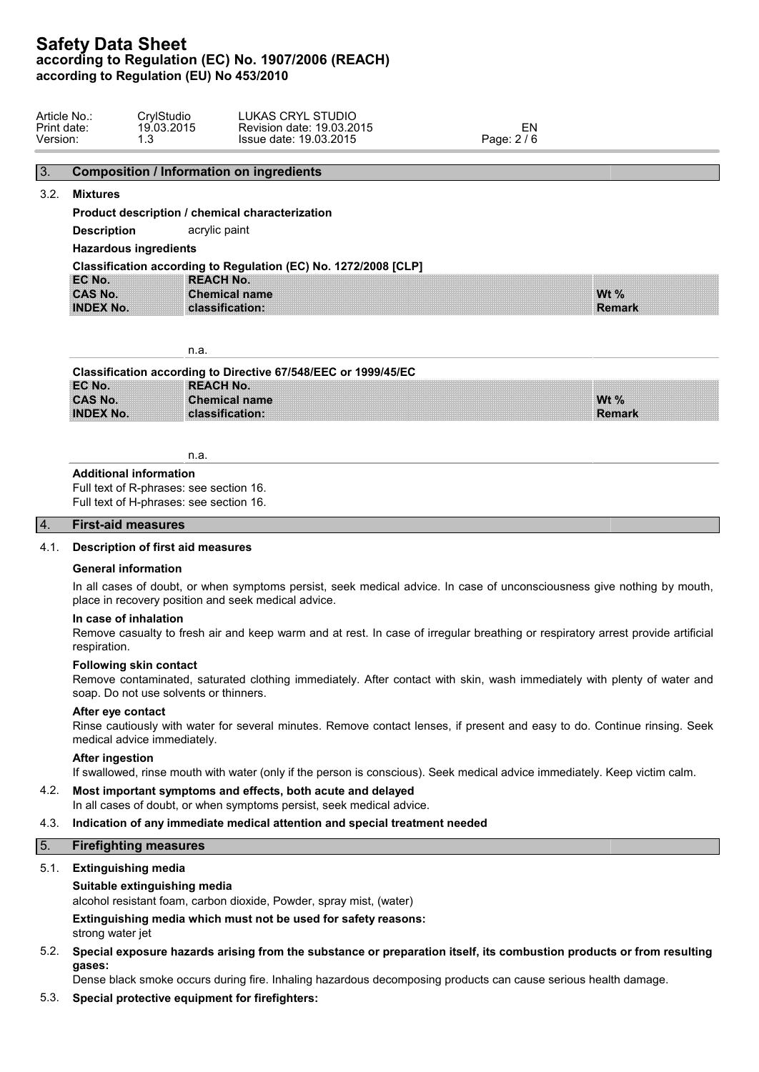## 3. Composition / Information on ingredients

### 3.2. Mixtures

**Product description / chemical characterization**

**Description** acrylic paint

**Hazardous ingredients**

**Classification according to Regulation (EC) No. 1272/2008 [CLP]**

| EC No.<br>CAS No.<br>INDEX No. | REACH No.<br>Chemical name<br>classification: | Wt %<br>Remark |
|---|---|---|
| | n.a. | |

**Classification according to Directive 67/548/EEC or 1999/45/EC**

| EC No.<br>CAS No.<br>INDEX No. | REACH No.<br>Chemical name<br>classification: | Wt %<br>Remark |
|---|---|---|
| | n.a. | |

**Additional information**

Full text of R-phrases: see section 16.
Full text of H-phrases: see section 16.

## 4. First-aid measures

### 4.1. Description of first aid measures

**General information**

In all cases of doubt, or when symptoms persist, seek medical advice. In case of unconsciousness give nothing by mouth, place in recovery position and seek medical advice.

**In case of inhalation**

Remove casualty to fresh air and keep warm and at rest. In case of irregular breathing or respiratory arrest provide artificial respiration.

**Following skin contact**

Remove contaminated, saturated clothing immediately. After contact with skin, wash immediately with plenty of water and soap. Do not use solvents or thinners.

**After eye contact**

Rinse cautiously with water for several minutes. Remove contact lenses, if present and easy to do. Continue rinsing. Seek medical advice immediately.

**After ingestion**

If swallowed, rinse mouth with water (only if the person is conscious). Seek medical advice immediately. Keep victim calm.

### 4.2. Most important symptoms and effects, both acute and delayed

In all cases of doubt, or when symptoms persist, seek medical advice.

### 4.3. Indication of any immediate medical attention and special treatment needed

## 5. Firefighting measures

### 5.1. Extinguishing media

**Suitable extinguishing media**

alcohol resistant foam, carbon dioxide, Powder, spray mist, (water)

**Extinguishing media which must not be used for safety reasons:**

strong water jet

### 5.2. Special exposure hazards arising from the substance or preparation itself, its combustion products or from resulting gases:

Dense black smoke occurs during fire. Inhaling hazardous decomposing products can cause serious health damage.

### 5.3. Special protective equipment for firefighters: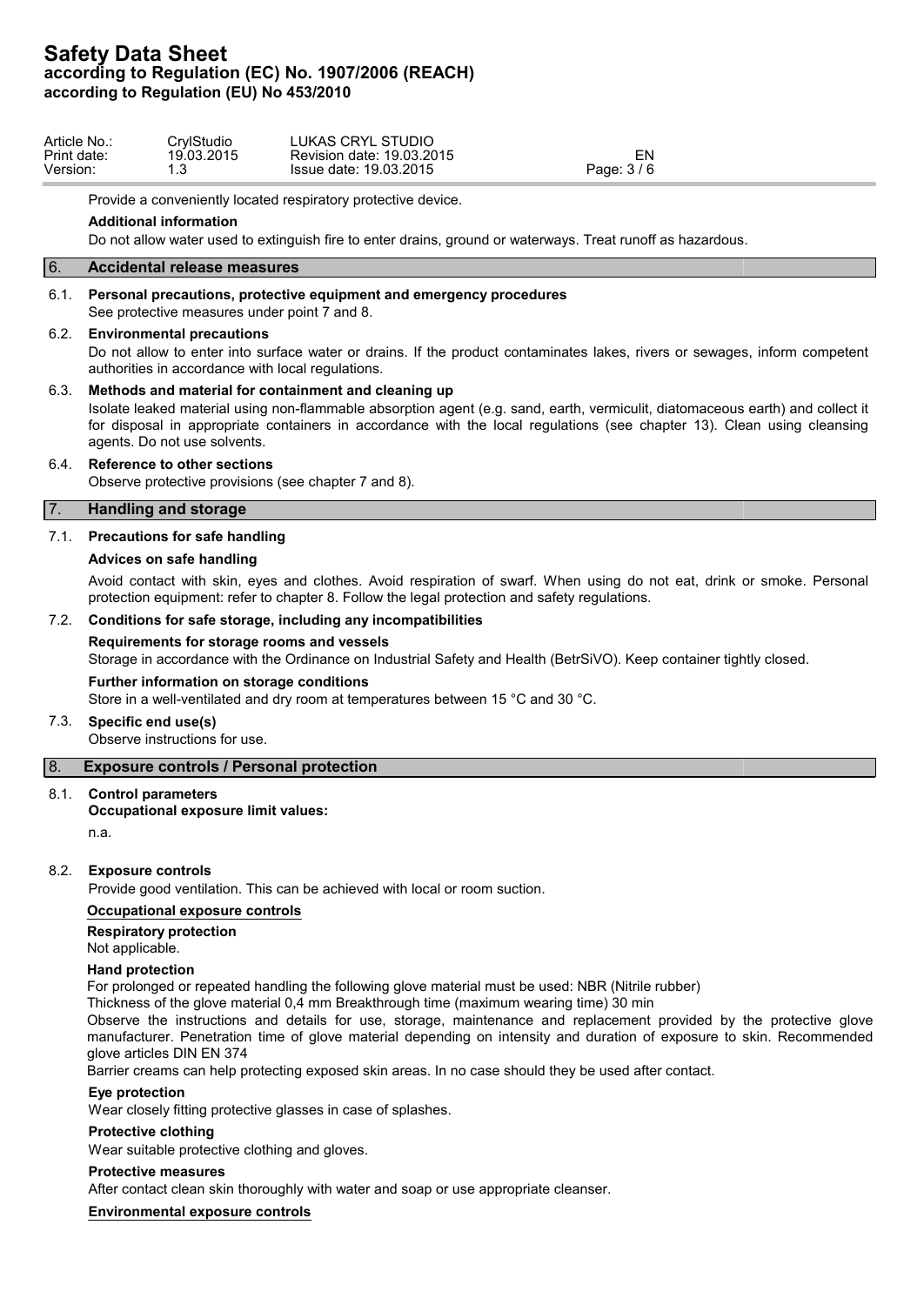Provide a conveniently located respiratory protective device.

**Additional information**

Do not allow water used to extinguish fire to enter drains, ground or waterways. Treat runoff as hazardous.

## 6. Accidental release measures

### 6.1. Personal precautions, protective equipment and emergency procedures

See protective measures under point 7 and 8.

### 6.2. Environmental precautions

Do not allow to enter into surface water or drains. If the product contaminates lakes, rivers or sewages, inform competent authorities in accordance with local regulations.

### 6.3. Methods and material for containment and cleaning up

Isolate leaked material using non-flammable absorption agent (e.g. sand, earth, vermiculit, diatomaceous earth) and collect it for disposal in appropriate containers in accordance with the local regulations (see chapter 13). Clean using cleansing agents. Do not use solvents.

### 6.4. Reference to other sections

Observe protective provisions (see chapter 7 and 8).

## 7. Handling and storage

### 7.1. Precautions for safe handling

**Advices on safe handling**

Avoid contact with skin, eyes and clothes. Avoid respiration of swarf. When using do not eat, drink or smoke. Personal protection equipment: refer to chapter 8. Follow the legal protection and safety regulations.

### 7.2. Conditions for safe storage, including any incompatibilities

**Requirements for storage rooms and vessels**

Storage in accordance with the Ordinance on Industrial Safety and Health (BetrSiVO). Keep container tightly closed.

**Further information on storage conditions**

Store in a well-ventilated and dry room at temperatures between 15 °C and 30 °C.

### 7.3. Specific end use(s)

Observe instructions for use.

## 8. Exposure controls / Personal protection

### 8.1. Control parameters

**Occupational exposure limit values:**

n.a.

### 8.2. Exposure controls

Provide good ventilation. This can be achieved with local or room suction.

**Occupational exposure controls**

**Respiratory protection**

Not applicable.

**Hand protection**

For prolonged or repeated handling the following glove material must be used: NBR (Nitrile rubber)

Thickness of the glove material 0,4 mm Breakthrough time (maximum wearing time) 30 min

Observe the instructions and details for use, storage, maintenance and replacement provided by the protective glove manufacturer. Penetration time of glove material depending on intensity and duration of exposure to skin. Recommended glove articles DIN EN 374

Barrier creams can help protecting exposed skin areas. In no case should they be used after contact.

**Eye protection**

Wear closely fitting protective glasses in case of splashes.

**Protective clothing**

Wear suitable protective clothing and gloves.

**Protective measures**

After contact clean skin thoroughly with water and soap or use appropriate cleanser.

**Environmental exposure controls**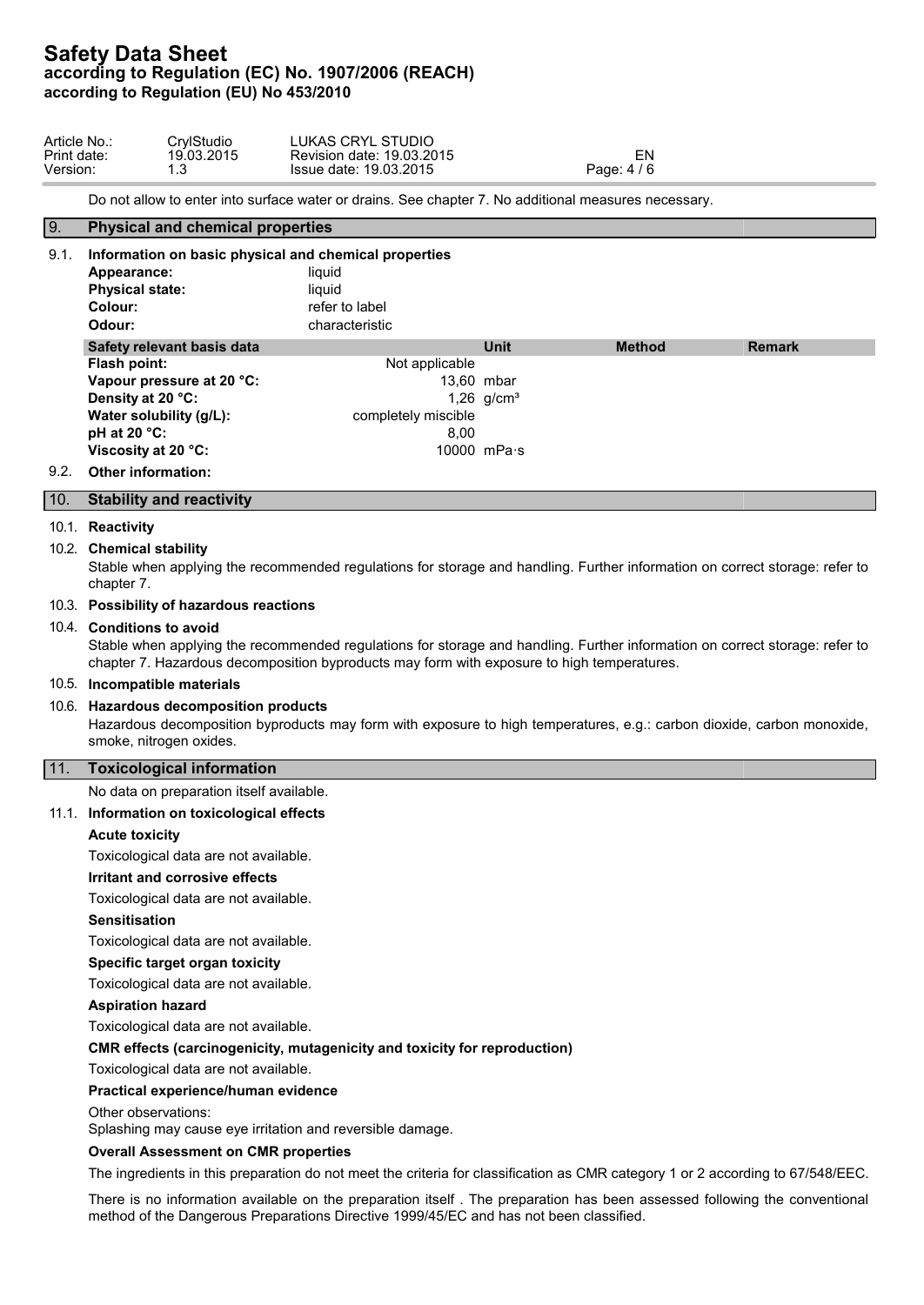Do not allow to enter into surface water or drains. See chapter 7. No additional measures necessary.

## 9. Physical and chemical properties

### 9.1. Information on basic physical and chemical properties

**Appearance:** liquid
**Physical state:** liquid
**Colour:** refer to label
**Odour:** characteristic

| Safety relevant basis data | | Unit | Method | Remark |
|---|---|---|---|---|
| **Flash point:** | Not applicable | | | |
| **Vapour pressure at 20 °C:** | 13,60 | mbar | | |
| **Density at 20 °C:** | 1,26 | g/cm³ | | |
| **Water solubility (g/L):** | completely miscible | | | |
| **pH at 20 °C:** | 8,00 | | | |
| **Viscosity at 20 °C:** | 10000 | mPa·s | | |

### 9.2. Other information:

## 10. Stability and reactivity

### 10.1. Reactivity

### 10.2. Chemical stability

Stable when applying the recommended regulations for storage and handling. Further information on correct storage: refer to chapter 7.

### 10.3. Possibility of hazardous reactions

### 10.4. Conditions to avoid

Stable when applying the recommended regulations for storage and handling. Further information on correct storage: refer to chapter 7. Hazardous decomposition byproducts may form with exposure to high temperatures.

### 10.5. Incompatible materials

### 10.6. Hazardous decomposition products

Hazardous decomposition byproducts may form with exposure to high temperatures, e.g.: carbon dioxide, carbon monoxide, smoke, nitrogen oxides.

## 11. Toxicological information

No data on preparation itself available.

### 11.1. Information on toxicological effects

**Acute toxicity**

Toxicological data are not available.

**Irritant and corrosive effects**

Toxicological data are not available.

**Sensitisation**

Toxicological data are not available.

**Specific target organ toxicity**

Toxicological data are not available.

**Aspiration hazard**

Toxicological data are not available.

**CMR effects (carcinogenicity, mutagenicity and toxicity for reproduction)**

Toxicological data are not available.

**Practical experience/human evidence**

Other observations:
Splashing may cause eye irritation and reversible damage.

**Overall Assessment on CMR properties**

The ingredients in this preparation do not meet the criteria for classification as CMR category 1 or 2 according to 67/548/EEC.

There is no information available on the preparation itself . The preparation has been assessed following the conventional method of the Dangerous Preparations Directive 1999/45/EC and has not been classified.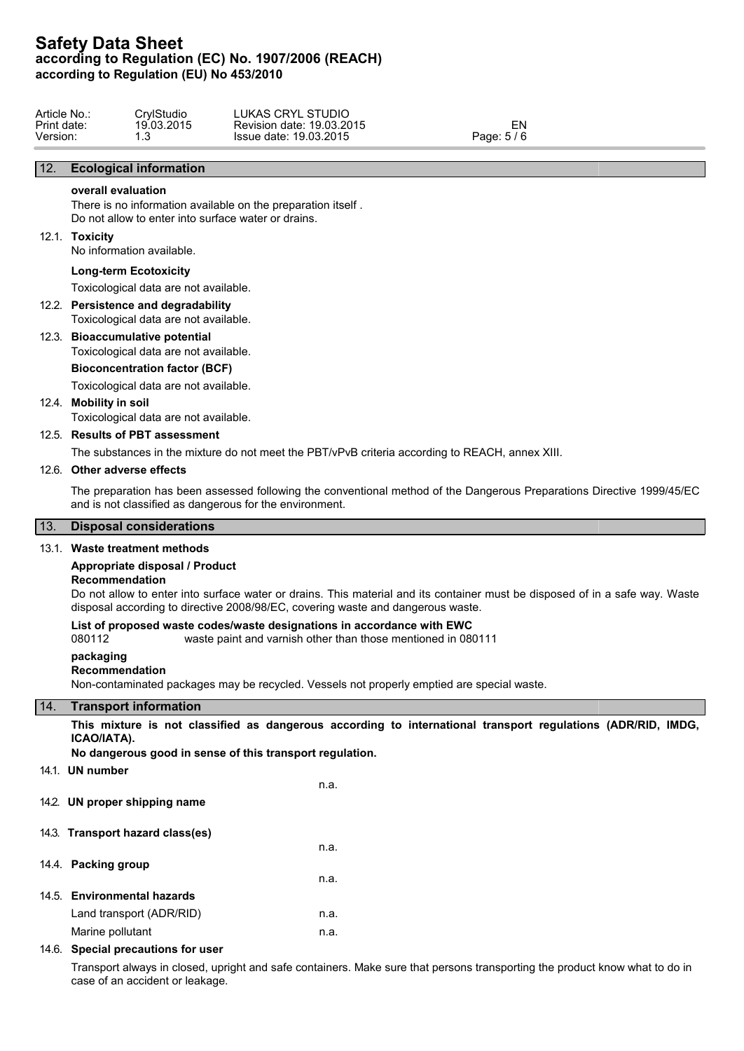## 12. Ecological information

**overall evaluation**

There is no information available on the preparation itself .
Do not allow to enter into surface water or drains.

### 12.1. Toxicity

No information available.

**Long-term Ecotoxicity**

Toxicological data are not available.

### 12.2. Persistence and degradability

Toxicological data are not available.

### 12.3. Bioaccumulative potential

Toxicological data are not available.

**Bioconcentration factor (BCF)**

Toxicological data are not available.

### 12.4. Mobility in soil

Toxicological data are not available.

### 12.5. Results of PBT assessment

The substances in the mixture do not meet the PBT/vPvB criteria according to REACH, annex XIII.

### 12.6. Other adverse effects

The preparation has been assessed following the conventional method of the Dangerous Preparations Directive 1999/45/EC and is not classified as dangerous for the environment.

## 13. Disposal considerations

### 13.1. Waste treatment methods

**Appropriate disposal / Product**

**Recommendation**

Do not allow to enter into surface water or drains. This material and its container must be disposed of in a safe way. Waste disposal according to directive 2008/98/EC, covering waste and dangerous waste.

**List of proposed waste codes/waste designations in accordance with EWC**

080112 waste paint and varnish other than those mentioned in 080111

**packaging**

**Recommendation**

Non-contaminated packages may be recycled. Vessels not properly emptied are special waste.

## 14. Transport information

**This mixture is not classified as dangerous according to international transport regulations (ADR/RID, IMDG, ICAO/IATA).**

**No dangerous good in sense of this transport regulation.**

### 14.1. UN number

n.a.

### 14.2. UN proper shipping name

### 14.3. Transport hazard class(es)

n.a.

### 14.4. Packing group

n.a.

### 14.5. Environmental hazards

| | |
|---|---|
| Land transport (ADR/RID) | n.a. |
| Marine pollutant | n.a. |

### 14.6. Special precautions for user

Transport always in closed, upright and safe containers. Make sure that persons transporting the product know what to do in case of an accident or leakage.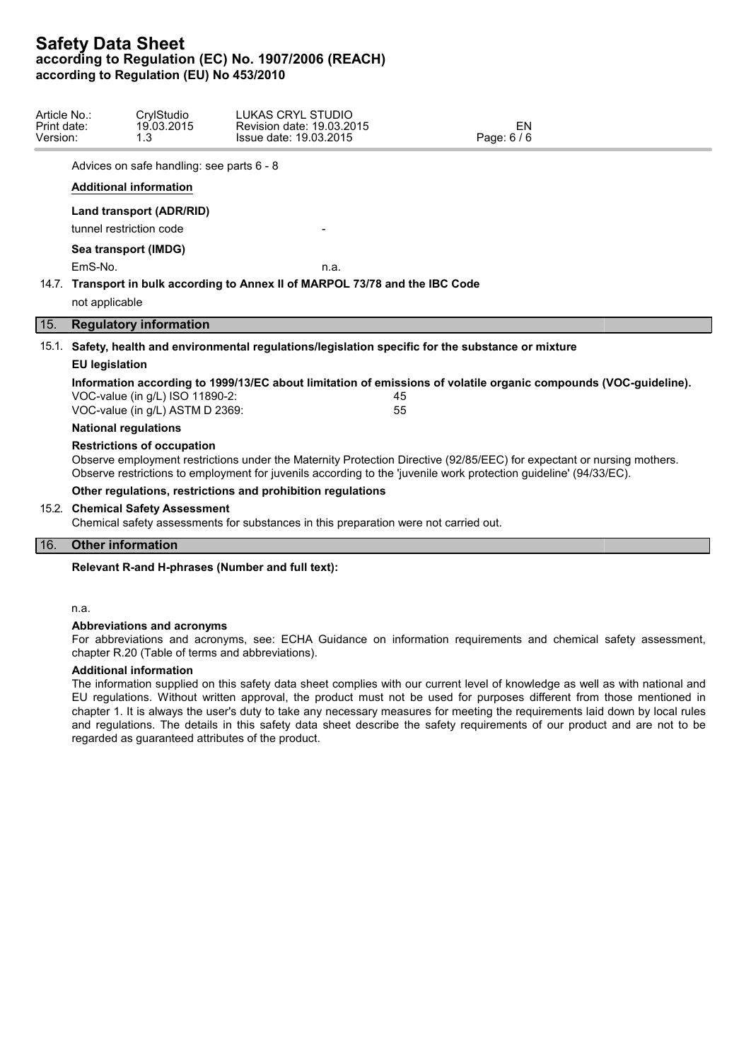Advices on safe handling: see parts 6 - 8

**Additional information**

**Land transport (ADR/RID)**

tunnel restriction code -

**Sea transport (IMDG)**

EmS-No. n.a.

14.7. **Transport in bulk according to Annex II of MARPOL 73/78 and the IBC Code**

not applicable

## 15. Regulatory information

15.1. **Safety, health and environmental regulations/legislation specific for the substance or mixture**

**EU legislation**

**Information according to 1999/13/EC about limitation of emissions of volatile organic compounds (VOC-guideline).**

VOC-value (in g/L) ISO 11890-2: 45
VOC-value (in g/L) ASTM D 2369: 55

**National regulations**

**Restrictions of occupation**

Observe employment restrictions under the Maternity Protection Directive (92/85/EEC) for expectant or nursing mothers.
Observe restrictions to employment for juvenils according to the 'juvenile work protection guideline' (94/33/EC).

**Other regulations, restrictions and prohibition regulations**

15.2. **Chemical Safety Assessment**

Chemical safety assessments for substances in this preparation were not carried out.

## 16. Other information

**Relevant R-and H-phrases (Number and full text):**

n.a.

**Abbreviations and acronyms**

For abbreviations and acronyms, see: ECHA Guidance on information requirements and chemical safety assessment, chapter R.20 (Table of terms and abbreviations).

**Additional information**

The information supplied on this safety data sheet complies with our current level of knowledge as well as with national and EU regulations. Without written approval, the product must not be used for purposes different from those mentioned in chapter 1. It is always the user's duty to take any necessary measures for meeting the requirements laid down by local rules and regulations. The details in this safety data sheet describe the safety requirements of our product and are not to be regarded as guaranteed attributes of the product.